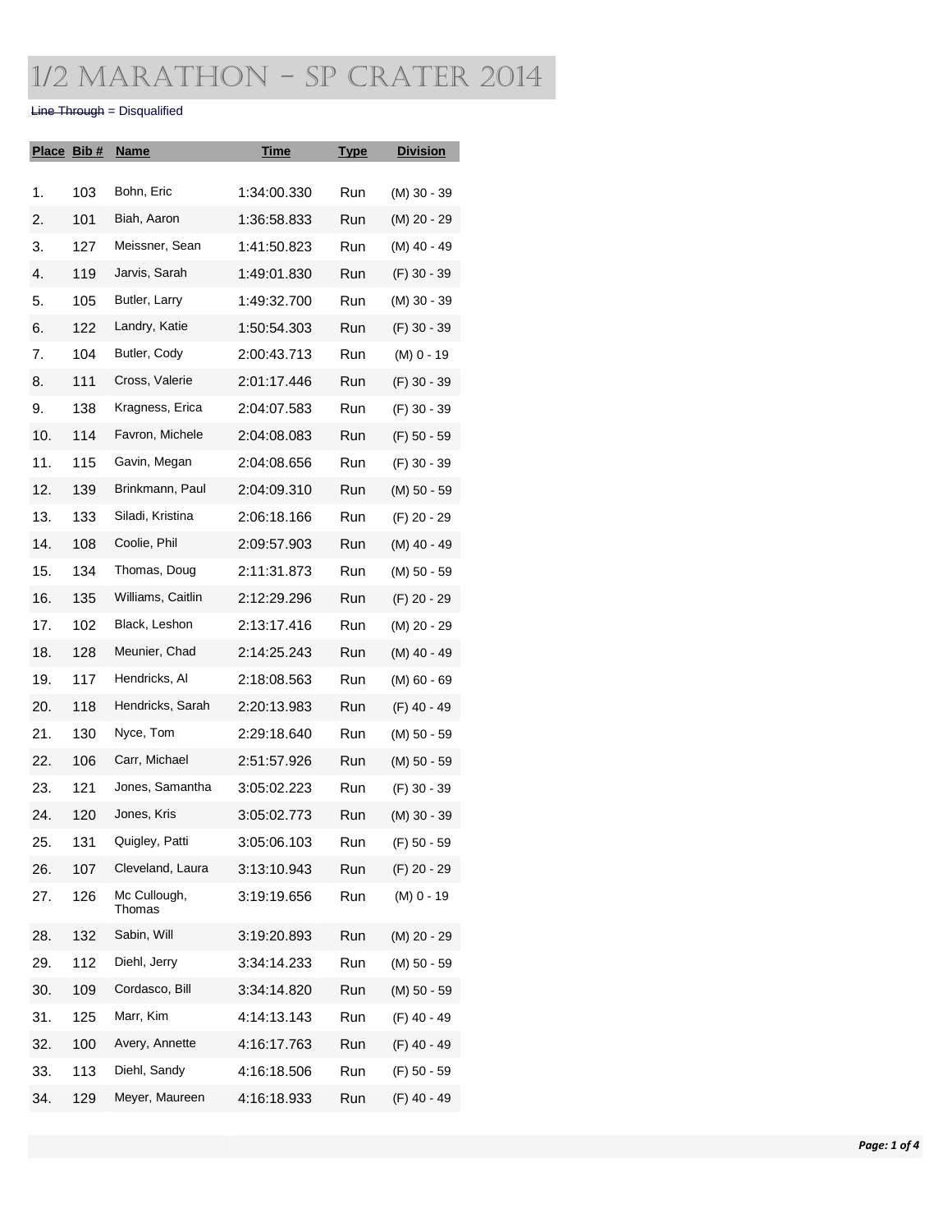# 1/2 Marathon - SP Crater 2014

~~Line Through~~ = Disqualified

| Place | Bib # | Name | Time | Type | Division |
|---|---|---|---|---|---|
| 1. | 103 | Bohn, Eric | 1:34:00.330 | Run | (M) 30 - 39 |
| 2. | 101 | Biah, Aaron | 1:36:58.833 | Run | (M) 20 - 29 |
| 3. | 127 | Meissner, Sean | 1:41:50.823 | Run | (M) 40 - 49 |
| 4. | 119 | Jarvis, Sarah | 1:49:01.830 | Run | (F) 30 - 39 |
| 5. | 105 | Butler, Larry | 1:49:32.700 | Run | (M) 30 - 39 |
| 6. | 122 | Landry, Katie | 1:50:54.303 | Run | (F) 30 - 39 |
| 7. | 104 | Butler, Cody | 2:00:43.713 | Run | (M) 0 - 19 |
| 8. | 111 | Cross, Valerie | 2:01:17.446 | Run | (F) 30 - 39 |
| 9. | 138 | Kragness, Erica | 2:04:07.583 | Run | (F) 30 - 39 |
| 10. | 114 | Favron, Michele | 2:04:08.083 | Run | (F) 50 - 59 |
| 11. | 115 | Gavin, Megan | 2:04:08.656 | Run | (F) 30 - 39 |
| 12. | 139 | Brinkmann, Paul | 2:04:09.310 | Run | (M) 50 - 59 |
| 13. | 133 | Siladi, Kristina | 2:06:18.166 | Run | (F) 20 - 29 |
| 14. | 108 | Coolie, Phil | 2:09:57.903 | Run | (M) 40 - 49 |
| 15. | 134 | Thomas, Doug | 2:11:31.873 | Run | (M) 50 - 59 |
| 16. | 135 | Williams, Caitlin | 2:12:29.296 | Run | (F) 20 - 29 |
| 17. | 102 | Black, Leshon | 2:13:17.416 | Run | (M) 20 - 29 |
| 18. | 128 | Meunier, Chad | 2:14:25.243 | Run | (M) 40 - 49 |
| 19. | 117 | Hendricks, Al | 2:18:08.563 | Run | (M) 60 - 69 |
| 20. | 118 | Hendricks, Sarah | 2:20:13.983 | Run | (F) 40 - 49 |
| 21. | 130 | Nyce, Tom | 2:29:18.640 | Run | (M) 50 - 59 |
| 22. | 106 | Carr, Michael | 2:51:57.926 | Run | (M) 50 - 59 |
| 23. | 121 | Jones, Samantha | 3:05:02.223 | Run | (F) 30 - 39 |
| 24. | 120 | Jones, Kris | 3:05:02.773 | Run | (M) 30 - 39 |
| 25. | 131 | Quigley, Patti | 3:05:06.103 | Run | (F) 50 - 59 |
| 26. | 107 | Cleveland, Laura | 3:13:10.943 | Run | (F) 20 - 29 |
| 27. | 126 | Mc Cullough, Thomas | 3:19:19.656 | Run | (M) 0 - 19 |
| 28. | 132 | Sabin, Will | 3:19:20.893 | Run | (M) 20 - 29 |
| 29. | 112 | Diehl, Jerry | 3:34:14.233 | Run | (M) 50 - 59 |
| 30. | 109 | Cordasco, Bill | 3:34:14.820 | Run | (M) 50 - 59 |
| 31. | 125 | Marr, Kim | 4:14:13.143 | Run | (F) 40 - 49 |
| 32. | 100 | Avery, Annette | 4:16:17.763 | Run | (F) 40 - 49 |
| 33. | 113 | Diehl, Sandy | 4:16:18.506 | Run | (F) 50 - 59 |
| 34. | 129 | Meyer, Maureen | 4:16:18.933 | Run | (F) 40 - 49 |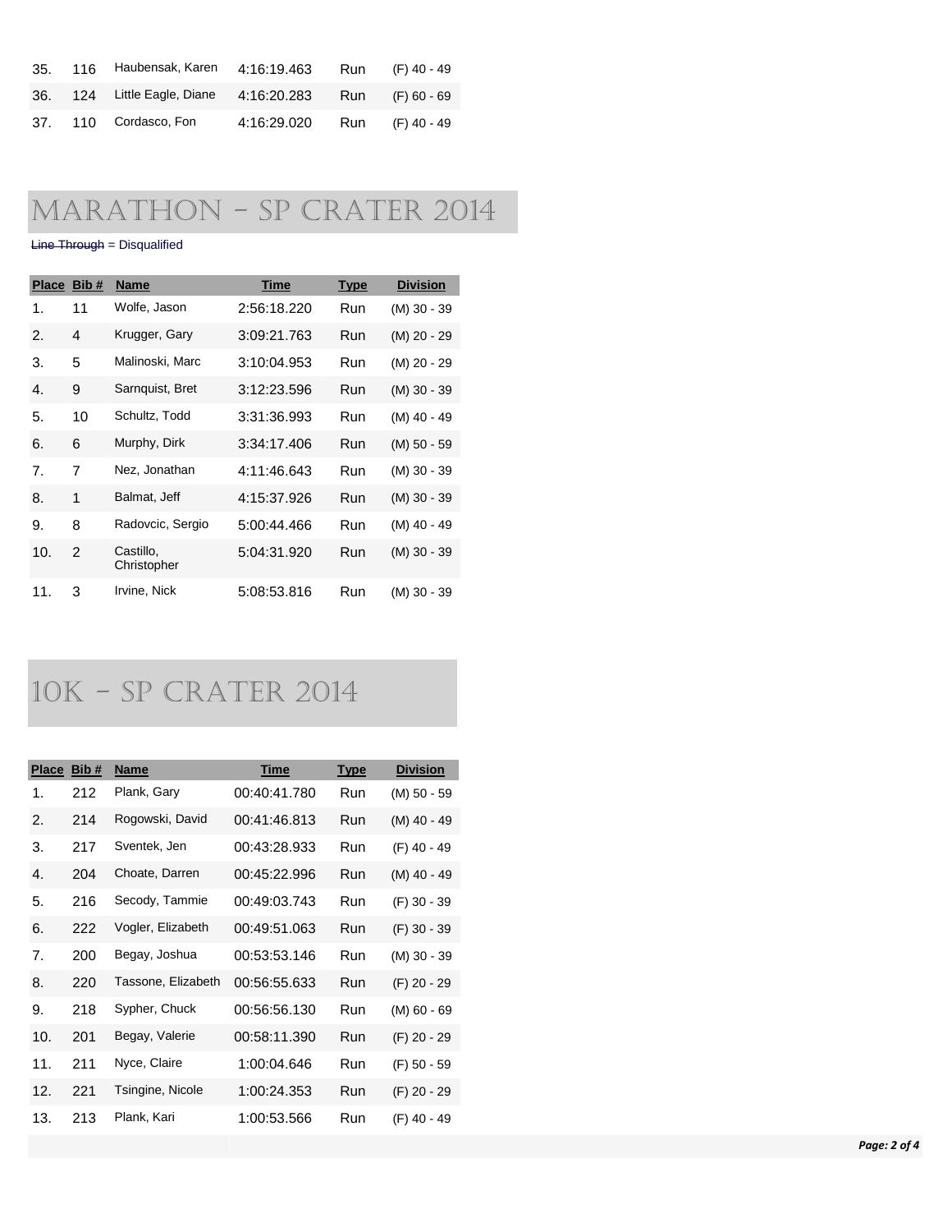| Place | Bib # | Name | Time | Type | Division |
|---|---|---|---|---|---|
| 35. | 116 | Haubensak, Karen | 4:16:19.463 | Run | (F) 40 - 49 |
| 36. | 124 | Little Eagle, Diane | 4:16:20.283 | Run | (F) 60 - 69 |
| 37. | 110 | Cordasco, Fon | 4:16:29.020 | Run | (F) 40 - 49 |

# MARATHON - SP CRATER 2014

~~Line Through~~ = Disqualified

| Place | Bib # | Name | Time | Type | Division |
|---|---|---|---|---|---|
| 1. | 11 | Wolfe, Jason | 2:56:18.220 | Run | (M) 30 - 39 |
| 2. | 4 | Krugger, Gary | 3:09:21.763 | Run | (M) 20 - 29 |
| 3. | 5 | Malinoski, Marc | 3:10:04.953 | Run | (M) 20 - 29 |
| 4. | 9 | Sarnquist, Bret | 3:12:23.596 | Run | (M) 30 - 39 |
| 5. | 10 | Schultz, Todd | 3:31:36.993 | Run | (M) 40 - 49 |
| 6. | 6 | Murphy, Dirk | 3:34:17.406 | Run | (M) 50 - 59 |
| 7. | 7 | Nez, Jonathan | 4:11:46.643 | Run | (M) 30 - 39 |
| 8. | 1 | Balmat, Jeff | 4:15:37.926 | Run | (M) 30 - 39 |
| 9. | 8 | Radovcic, Sergio | 5:00:44.466 | Run | (M) 40 - 49 |
| 10. | 2 | Castillo, Christopher | 5:04:31.920 | Run | (M) 30 - 39 |
| 11. | 3 | Irvine, Nick | 5:08:53.816 | Run | (M) 30 - 39 |

# 10K - SP CRATER 2014

| Place | Bib # | Name | Time | Type | Division |
|---|---|---|---|---|---|
| 1. | 212 | Plank, Gary | 00:40:41.780 | Run | (M) 50 - 59 |
| 2. | 214 | Rogowski, David | 00:41:46.813 | Run | (M) 40 - 49 |
| 3. | 217 | Sventek, Jen | 00:43:28.933 | Run | (F) 40 - 49 |
| 4. | 204 | Choate, Darren | 00:45:22.996 | Run | (M) 40 - 49 |
| 5. | 216 | Secody, Tammie | 00:49:03.743 | Run | (F) 30 - 39 |
| 6. | 222 | Vogler, Elizabeth | 00:49:51.063 | Run | (F) 30 - 39 |
| 7. | 200 | Begay, Joshua | 00:53:53.146 | Run | (M) 30 - 39 |
| 8. | 220 | Tassone, Elizabeth | 00:56:55.633 | Run | (F) 20 - 29 |
| 9. | 218 | Sypher, Chuck | 00:56:56.130 | Run | (M) 60 - 69 |
| 10. | 201 | Begay, Valerie | 00:58:11.390 | Run | (F) 20 - 29 |
| 11. | 211 | Nyce, Claire | 1:00:04.646 | Run | (F) 50 - 59 |
| 12. | 221 | Tsingine, Nicole | 1:00:24.353 | Run | (F) 20 - 29 |
| 13. | 213 | Plank, Kari | 1:00:53.566 | Run | (F) 40 - 49 |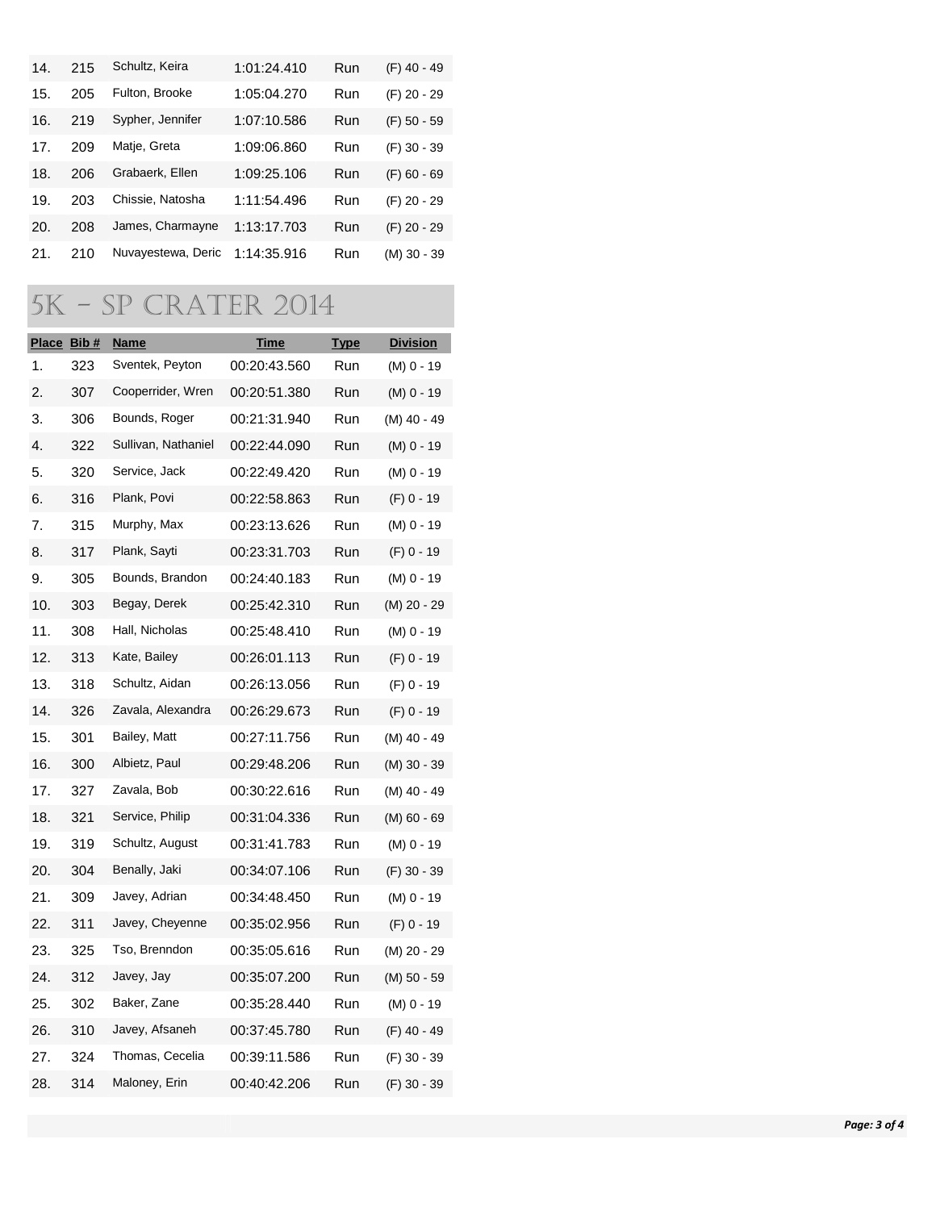| | | | | | |
|---|---|---|---|---|---|
| 14. | 215 | Schultz, Keira | 1:01:24.410 | Run | (F) 40 - 49 |
| 15. | 205 | Fulton, Brooke | 1:05:04.270 | Run | (F) 20 - 29 |
| 16. | 219 | Sypher, Jennifer | 1:07:10.586 | Run | (F) 50 - 59 |
| 17. | 209 | Matje, Greta | 1:09:06.860 | Run | (F) 30 - 39 |
| 18. | 206 | Grabaerk, Ellen | 1:09:25.106 | Run | (F) 60 - 69 |
| 19. | 203 | Chissie, Natosha | 1:11:54.496 | Run | (F) 20 - 29 |
| 20. | 208 | James, Charmayne | 1:13:17.703 | Run | (F) 20 - 29 |
| 21. | 210 | Nuvayestewa, Deric | 1:14:35.916 | Run | (M) 30 - 39 |

# 5K - SP CRATER 2014

| Place | Bib # | Name | Time | Type | Division |
|---|---|---|---|---|---|
| 1. | 323 | Sventek, Peyton | 00:20:43.560 | Run | (M) 0 - 19 |
| 2. | 307 | Cooperrider, Wren | 00:20:51.380 | Run | (M) 0 - 19 |
| 3. | 306 | Bounds, Roger | 00:21:31.940 | Run | (M) 40 - 49 |
| 4. | 322 | Sullivan, Nathaniel | 00:22:44.090 | Run | (M) 0 - 19 |
| 5. | 320 | Service, Jack | 00:22:49.420 | Run | (M) 0 - 19 |
| 6. | 316 | Plank, Povi | 00:22:58.863 | Run | (F) 0 - 19 |
| 7. | 315 | Murphy, Max | 00:23:13.626 | Run | (M) 0 - 19 |
| 8. | 317 | Plank, Sayti | 00:23:31.703 | Run | (F) 0 - 19 |
| 9. | 305 | Bounds, Brandon | 00:24:40.183 | Run | (M) 0 - 19 |
| 10. | 303 | Begay, Derek | 00:25:42.310 | Run | (M) 20 - 29 |
| 11. | 308 | Hall, Nicholas | 00:25:48.410 | Run | (M) 0 - 19 |
| 12. | 313 | Kate, Bailey | 00:26:01.113 | Run | (F) 0 - 19 |
| 13. | 318 | Schultz, Aidan | 00:26:13.056 | Run | (F) 0 - 19 |
| 14. | 326 | Zavala, Alexandra | 00:26:29.673 | Run | (F) 0 - 19 |
| 15. | 301 | Bailey, Matt | 00:27:11.756 | Run | (M) 40 - 49 |
| 16. | 300 | Albietz, Paul | 00:29:48.206 | Run | (M) 30 - 39 |
| 17. | 327 | Zavala, Bob | 00:30:22.616 | Run | (M) 40 - 49 |
| 18. | 321 | Service, Philip | 00:31:04.336 | Run | (M) 60 - 69 |
| 19. | 319 | Schultz, August | 00:31:41.783 | Run | (M) 0 - 19 |
| 20. | 304 | Benally, Jaki | 00:34:07.106 | Run | (F) 30 - 39 |
| 21. | 309 | Javey, Adrian | 00:34:48.450 | Run | (M) 0 - 19 |
| 22. | 311 | Javey, Cheyenne | 00:35:02.956 | Run | (F) 0 - 19 |
| 23. | 325 | Tso, Brenndon | 00:35:05.616 | Run | (M) 20 - 29 |
| 24. | 312 | Javey, Jay | 00:35:07.200 | Run | (M) 50 - 59 |
| 25. | 302 | Baker, Zane | 00:35:28.440 | Run | (M) 0 - 19 |
| 26. | 310 | Javey, Afsaneh | 00:37:45.780 | Run | (F) 40 - 49 |
| 27. | 324 | Thomas, Cecelia | 00:39:11.586 | Run | (F) 30 - 39 |
| 28. | 314 | Maloney, Erin | 00:40:42.206 | Run | (F) 30 - 39 |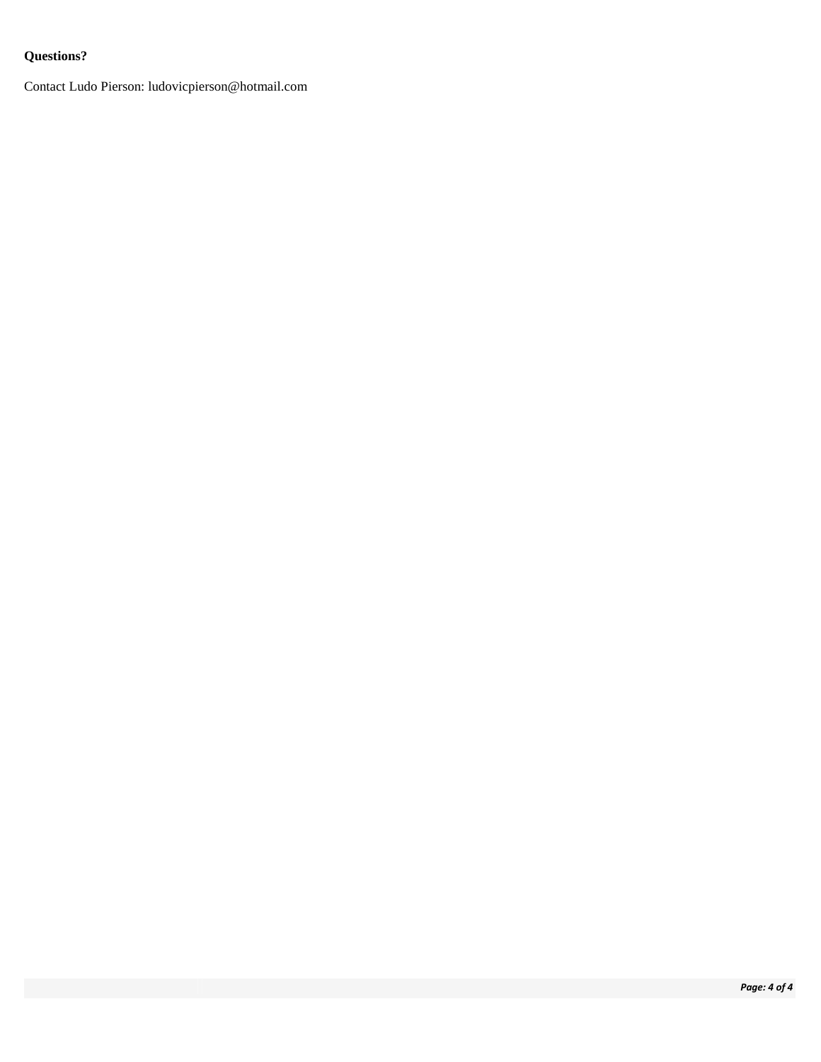**Questions?**

Contact Ludo Pierson: ludovicpierson@hotmail.com